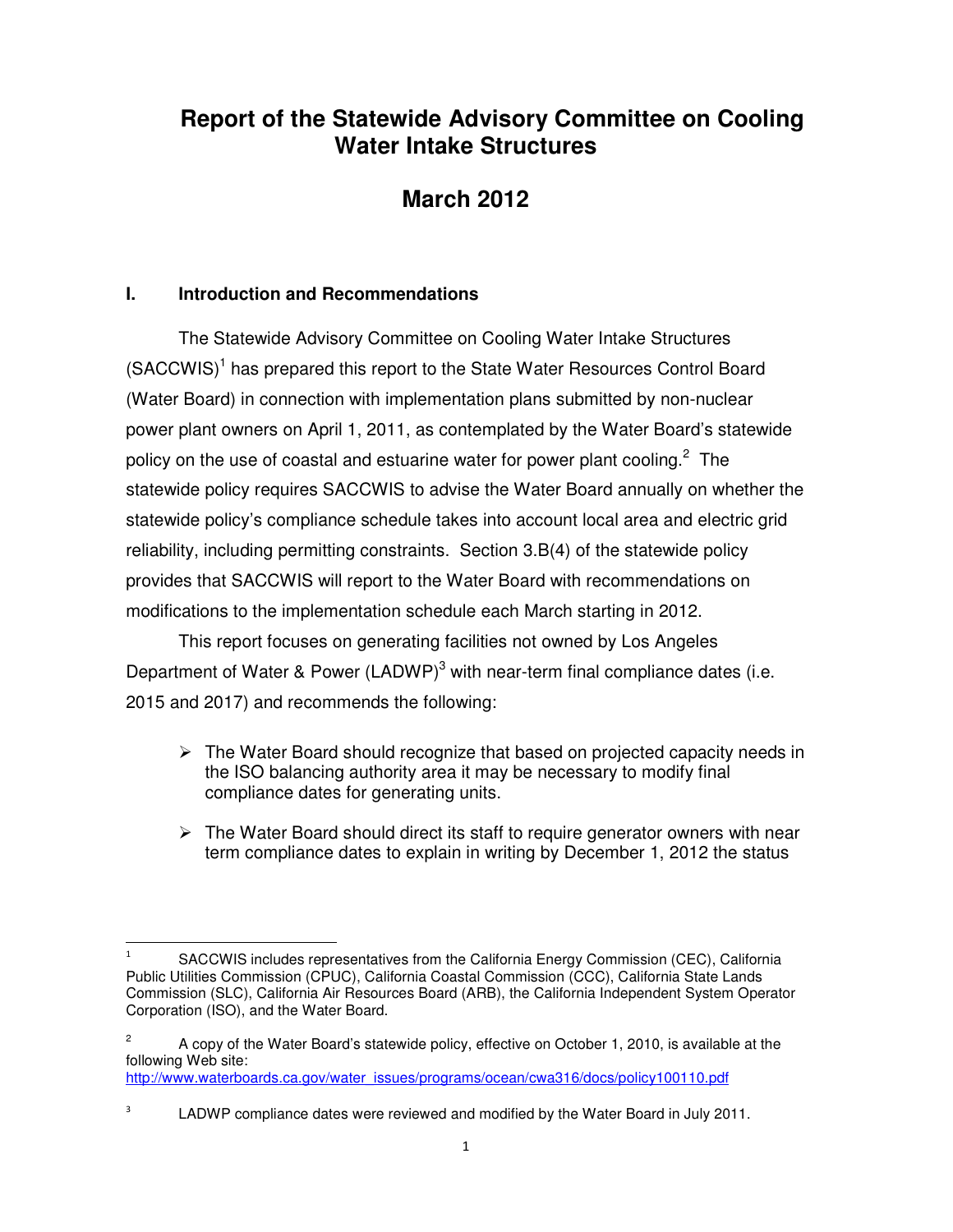# Report of the Statewide Advisory Committee on Cooling Water Intake Structures

# March 2012

## I. Introduction and Recommendations

The Statewide Advisory Committee on Cooling Water Intake Structures (SACCWIS)[1] has prepared this report to the State Water Resources Control Board (Water Board) in connection with implementation plans submitted by non-nuclear power plant owners on April 1, 2011, as contemplated by the Water Board's statewide policy on the use of coastal and estuarine water for power plant cooling.[2] The statewide policy requires SACCWIS to advise the Water Board annually on whether the statewide policy's compliance schedule takes into account local area and electric grid reliability, including permitting constraints. Section 3.B(4) of the statewide policy provides that SACCWIS will report to the Water Board with recommendations on modifications to the implementation schedule each March starting in 2012.

This report focuses on generating facilities not owned by Los Angeles Department of Water & Power (LADWP)[3] with near-term final compliance dates (i.e. 2015 and 2017) and recommends the following:

- The Water Board should recognize that based on projected capacity needs in the ISO balancing authority area it may be necessary to modify final compliance dates for generating units.
- The Water Board should direct its staff to require generator owners with near term compliance dates to explain in writing by December 1, 2012 the status

---

[1] SACCWIS includes representatives from the California Energy Commission (CEC), California Public Utilities Commission (CPUC), California Coastal Commission (CCC), California State Lands Commission (SLC), California Air Resources Board (ARB), the California Independent System Operator Corporation (ISO), and the Water Board.

[2] A copy of the Water Board's statewide policy, effective on October 1, 2010, is available at the following Web site: http://www.waterboards.ca.gov/water_issues/programs/ocean/cwa316/docs/policy100110.pdf

[3] LADWP compliance dates were reviewed and modified by the Water Board in July 2011.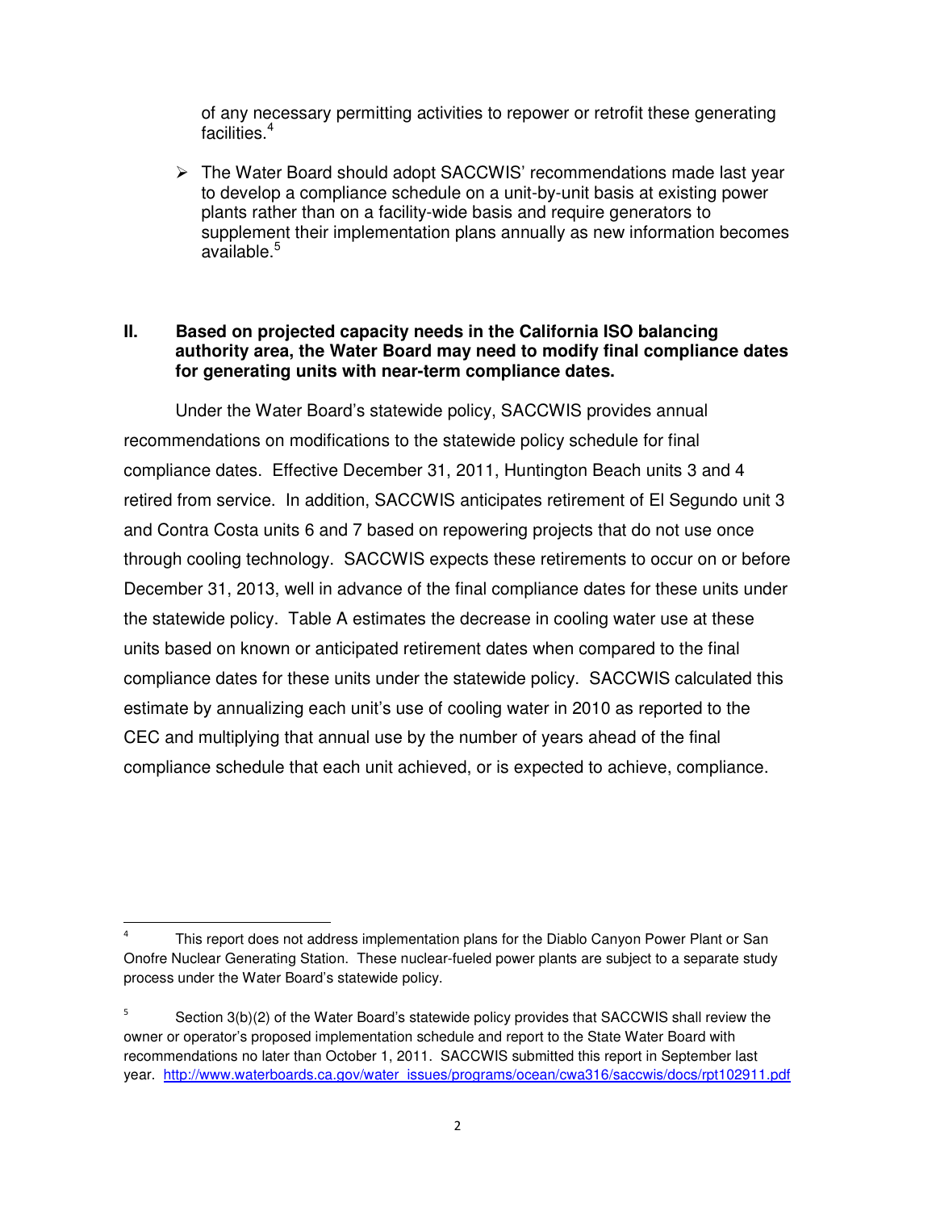of any necessary permitting activities to repower or retrofit these generating facilities.[4]

- The Water Board should adopt SACCWIS' recommendations made last year to develop a compliance schedule on a unit-by-unit basis at existing power plants rather than on a facility-wide basis and require generators to supplement their implementation plans annually as new information becomes available.[5]

## II. Based on projected capacity needs in the California ISO balancing authority area, the Water Board may need to modify final compliance dates for generating units with near-term compliance dates.

Under the Water Board's statewide policy, SACCWIS provides annual recommendations on modifications to the statewide policy schedule for final compliance dates. Effective December 31, 2011, Huntington Beach units 3 and 4 retired from service. In addition, SACCWIS anticipates retirement of El Segundo unit 3 and Contra Costa units 6 and 7 based on repowering projects that do not use once through cooling technology. SACCWIS expects these retirements to occur on or before December 31, 2013, well in advance of the final compliance dates for these units under the statewide policy. Table A estimates the decrease in cooling water use at these units based on known or anticipated retirement dates when compared to the final compliance dates for these units under the statewide policy. SACCWIS calculated this estimate by annualizing each unit's use of cooling water in 2010 as reported to the CEC and multiplying that annual use by the number of years ahead of the final compliance schedule that each unit achieved, or is expected to achieve, compliance.

---

[4] This report does not address implementation plans for the Diablo Canyon Power Plant or San Onofre Nuclear Generating Station. These nuclear-fueled power plants are subject to a separate study process under the Water Board's statewide policy.

[5] Section 3(b)(2) of the Water Board's statewide policy provides that SACCWIS shall review the owner or operator's proposed implementation schedule and report to the State Water Board with recommendations no later than October 1, 2011. SACCWIS submitted this report in September last year. http://www.waterboards.ca.gov/water_issues/programs/ocean/cwa316/saccwis/docs/rpt102911.pdf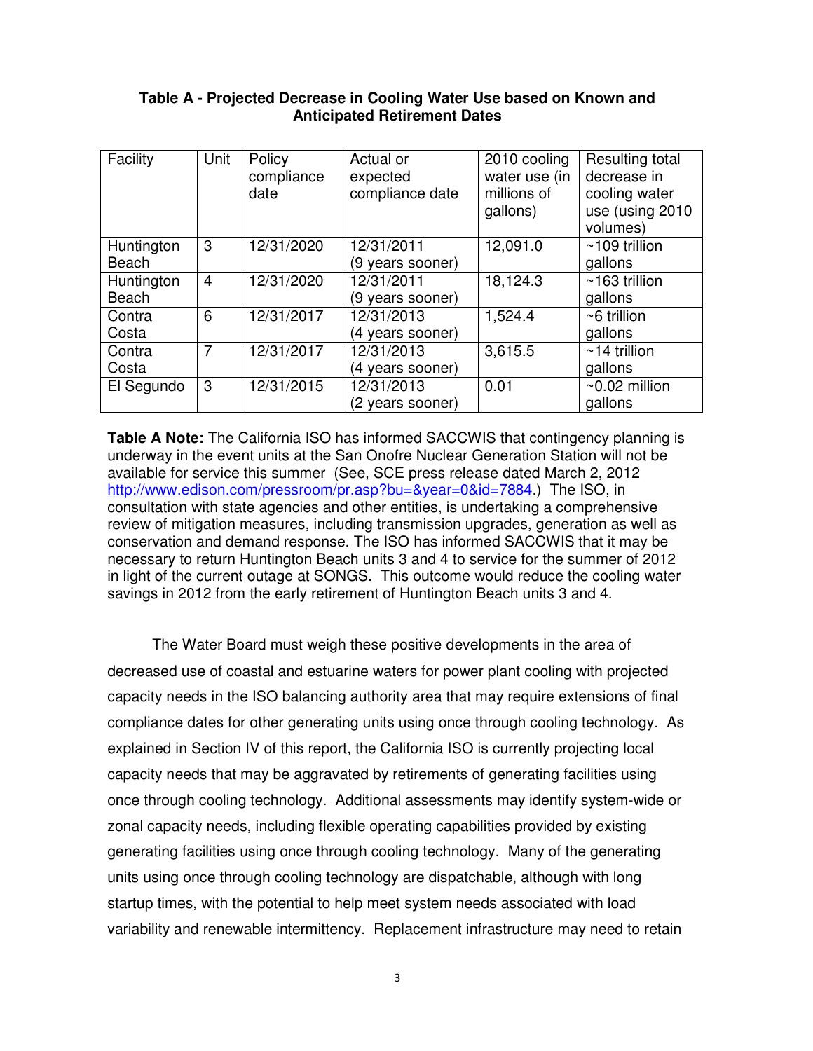**Table A - Projected Decrease in Cooling Water Use based on Known and Anticipated Retirement Dates**

| Facility | Unit | Policy compliance date | Actual or expected compliance date | 2010 cooling water use (in millions of gallons) | Resulting total decrease in cooling water use (using 2010 volumes) |
|---|---|---|---|---|---|
| Huntington Beach | 3 | 12/31/2020 | 12/31/2011 (9 years sooner) | 12,091.0 | ~109 trillion gallons |
| Huntington Beach | 4 | 12/31/2020 | 12/31/2011 (9 years sooner) | 18,124.3 | ~163 trillion gallons |
| Contra Costa | 6 | 12/31/2017 | 12/31/2013 (4 years sooner) | 1,524.4 | ~6 trillion gallons |
| Contra Costa | 7 | 12/31/2017 | 12/31/2013 (4 years sooner) | 3,615.5 | ~14 trillion gallons |
| El Segundo | 3 | 12/31/2015 | 12/31/2013 (2 years sooner) | 0.01 | ~0.02 million gallons |

**Table A Note:** The California ISO has informed SACCWIS that contingency planning is underway in the event units at the San Onofre Nuclear Generation Station will not be available for service this summer (See, SCE press release dated March 2, 2012 http://www.edison.com/pressroom/pr.asp?bu=&year=0&id=7884.) The ISO, in consultation with state agencies and other entities, is undertaking a comprehensive review of mitigation measures, including transmission upgrades, generation as well as conservation and demand response. The ISO has informed SACCWIS that it may be necessary to return Huntington Beach units 3 and 4 to service for the summer of 2012 in light of the current outage at SONGS. This outcome would reduce the cooling water savings in 2012 from the early retirement of Huntington Beach units 3 and 4.

The Water Board must weigh these positive developments in the area of decreased use of coastal and estuarine waters for power plant cooling with projected capacity needs in the ISO balancing authority area that may require extensions of final compliance dates for other generating units using once through cooling technology. As explained in Section IV of this report, the California ISO is currently projecting local capacity needs that may be aggravated by retirements of generating facilities using once through cooling technology. Additional assessments may identify system-wide or zonal capacity needs, including flexible operating capabilities provided by existing generating facilities using once through cooling technology. Many of the generating units using once through cooling technology are dispatchable, although with long startup times, with the potential to help meet system needs associated with load variability and renewable intermittency. Replacement infrastructure may need to retain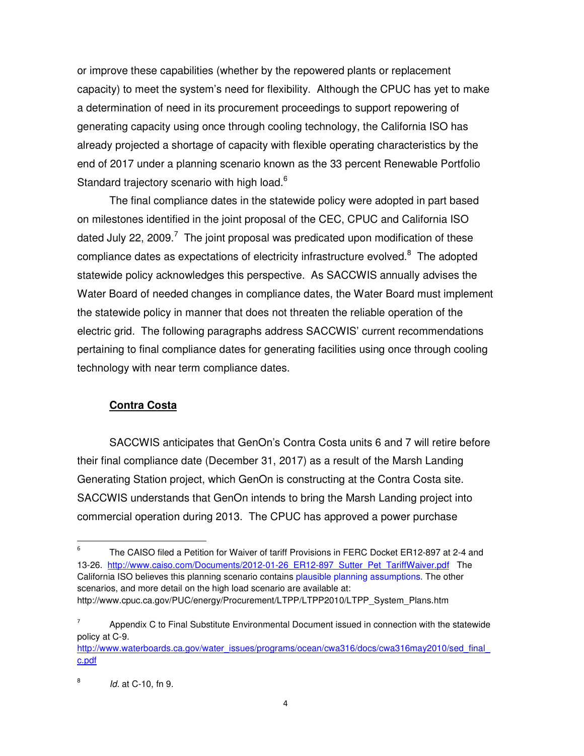or improve these capabilities (whether by the repowered plants or replacement capacity) to meet the system's need for flexibility. Although the CPUC has yet to make a determination of need in its procurement proceedings to support repowering of generating capacity using once through cooling technology, the California ISO has already projected a shortage of capacity with flexible operating characteristics by the end of 2017 under a planning scenario known as the 33 percent Renewable Portfolio Standard trajectory scenario with high load.[6]

The final compliance dates in the statewide policy were adopted in part based on milestones identified in the joint proposal of the CEC, CPUC and California ISO dated July 22, 2009.[7] The joint proposal was predicated upon modification of these compliance dates as expectations of electricity infrastructure evolved.[8] The adopted statewide policy acknowledges this perspective. As SACCWIS annually advises the Water Board of needed changes in compliance dates, the Water Board must implement the statewide policy in manner that does not threaten the reliable operation of the electric grid. The following paragraphs address SACCWIS' current recommendations pertaining to final compliance dates for generating facilities using once through cooling technology with near term compliance dates.

**Contra Costa**

SACCWIS anticipates that GenOn's Contra Costa units 6 and 7 will retire before their final compliance date (December 31, 2017) as a result of the Marsh Landing Generating Station project, which GenOn is constructing at the Contra Costa site. SACCWIS understands that GenOn intends to bring the Marsh Landing project into commercial operation during 2013. The CPUC has approved a power purchase

---

[6] The CAISO filed a Petition for Waiver of tariff Provisions in FERC Docket ER12-897 at 2-4 and 13-26. http://www.caiso.com/Documents/2012-01-26_ER12-897_Sutter_Pet_TariffWaiver.pdf The California ISO believes this planning scenario contains plausible planning assumptions. The other scenarios, and more detail on the high load scenario are available at: http://www.cpuc.ca.gov/PUC/energy/Procurement/LTPP/LTPP2010/LTPP_System_Plans.htm

[7] Appendix C to Final Substitute Environmental Document issued in connection with the statewide policy at C-9. http://www.waterboards.ca.gov/water_issues/programs/ocean/cwa316/docs/cwa316may2010/sed_final_c.pdf

[8] *Id.* at C-10, fn 9.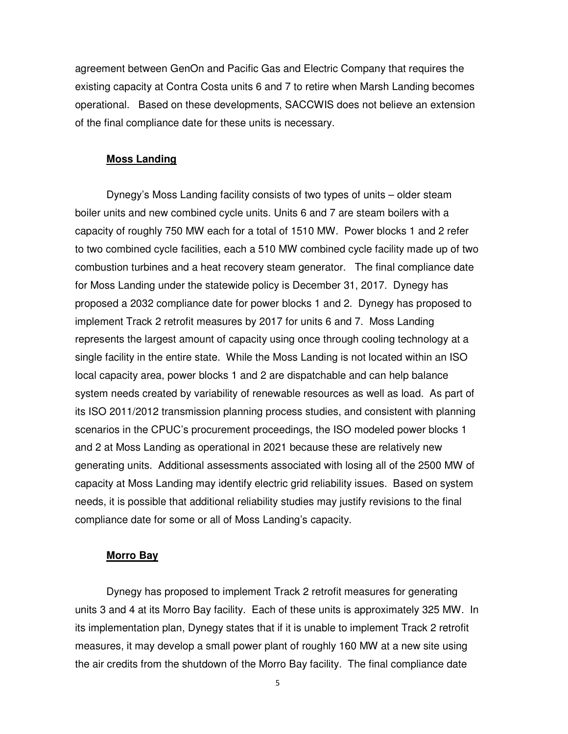agreement between GenOn and Pacific Gas and Electric Company that requires the existing capacity at Contra Costa units 6 and 7 to retire when Marsh Landing becomes operational. Based on these developments, SACCWIS does not believe an extension of the final compliance date for these units is necessary.

**Moss Landing**

Dynegy's Moss Landing facility consists of two types of units – older steam boiler units and new combined cycle units. Units 6 and 7 are steam boilers with a capacity of roughly 750 MW each for a total of 1510 MW. Power blocks 1 and 2 refer to two combined cycle facilities, each a 510 MW combined cycle facility made up of two combustion turbines and a heat recovery steam generator. The final compliance date for Moss Landing under the statewide policy is December 31, 2017. Dynegy has proposed a 2032 compliance date for power blocks 1 and 2. Dynegy has proposed to implement Track 2 retrofit measures by 2017 for units 6 and 7. Moss Landing represents the largest amount of capacity using once through cooling technology at a single facility in the entire state. While the Moss Landing is not located within an ISO local capacity area, power blocks 1 and 2 are dispatchable and can help balance system needs created by variability of renewable resources as well as load. As part of its ISO 2011/2012 transmission planning process studies, and consistent with planning scenarios in the CPUC's procurement proceedings, the ISO modeled power blocks 1 and 2 at Moss Landing as operational in 2021 because these are relatively new generating units. Additional assessments associated with losing all of the 2500 MW of capacity at Moss Landing may identify electric grid reliability issues. Based on system needs, it is possible that additional reliability studies may justify revisions to the final compliance date for some or all of Moss Landing's capacity.

**Morro Bay**

Dynegy has proposed to implement Track 2 retrofit measures for generating units 3 and 4 at its Morro Bay facility. Each of these units is approximately 325 MW. In its implementation plan, Dynegy states that if it is unable to implement Track 2 retrofit measures, it may develop a small power plant of roughly 160 MW at a new site using the air credits from the shutdown of the Morro Bay facility. The final compliance date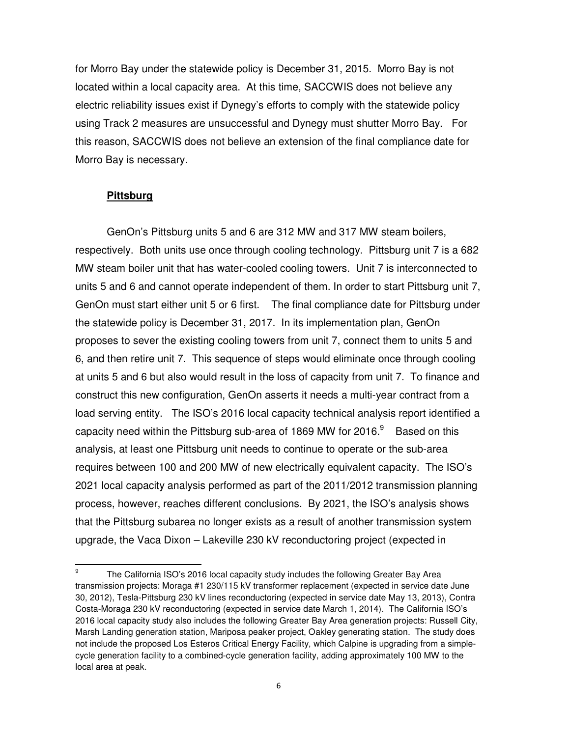for Morro Bay under the statewide policy is December 31, 2015. Morro Bay is not located within a local capacity area. At this time, SACCWIS does not believe any electric reliability issues exist if Dynegy's efforts to comply with the statewide policy using Track 2 measures are unsuccessful and Dynegy must shutter Morro Bay. For this reason, SACCWIS does not believe an extension of the final compliance date for Morro Bay is necessary.

**Pittsburg**

GenOn's Pittsburg units 5 and 6 are 312 MW and 317 MW steam boilers, respectively. Both units use once through cooling technology. Pittsburg unit 7 is a 682 MW steam boiler unit that has water-cooled cooling towers. Unit 7 is interconnected to units 5 and 6 and cannot operate independent of them. In order to start Pittsburg unit 7, GenOn must start either unit 5 or 6 first. The final compliance date for Pittsburg under the statewide policy is December 31, 2017. In its implementation plan, GenOn proposes to sever the existing cooling towers from unit 7, connect them to units 5 and 6, and then retire unit 7. This sequence of steps would eliminate once through cooling at units 5 and 6 but also would result in the loss of capacity from unit 7. To finance and construct this new configuration, GenOn asserts it needs a multi-year contract from a load serving entity. The ISO's 2016 local capacity technical analysis report identified a capacity need within the Pittsburg sub-area of 1869 MW for 2016.[9] Based on this analysis, at least one Pittsburg unit needs to continue to operate or the sub-area requires between 100 and 200 MW of new electrically equivalent capacity. The ISO's 2021 local capacity analysis performed as part of the 2011/2012 transmission planning process, however, reaches different conclusions. By 2021, the ISO's analysis shows that the Pittsburg subarea no longer exists as a result of another transmission system upgrade, the Vaca Dixon – Lakeville 230 kV reconductoring project (expected in

---

[9] The California ISO's 2016 local capacity study includes the following Greater Bay Area transmission projects: Moraga #1 230/115 kV transformer replacement (expected in service date June 30, 2012), Tesla-Pittsburg 230 kV lines reconductoring (expected in service date May 13, 2013), Contra Costa-Moraga 230 kV reconductoring (expected in service date March 1, 2014). The California ISO's 2016 local capacity study also includes the following Greater Bay Area generation projects: Russell City, Marsh Landing generation station, Mariposa peaker project, Oakley generating station. The study does not include the proposed Los Esteros Critical Energy Facility, which Calpine is upgrading from a simple-cycle generation facility to a combined-cycle generation facility, adding approximately 100 MW to the local area at peak.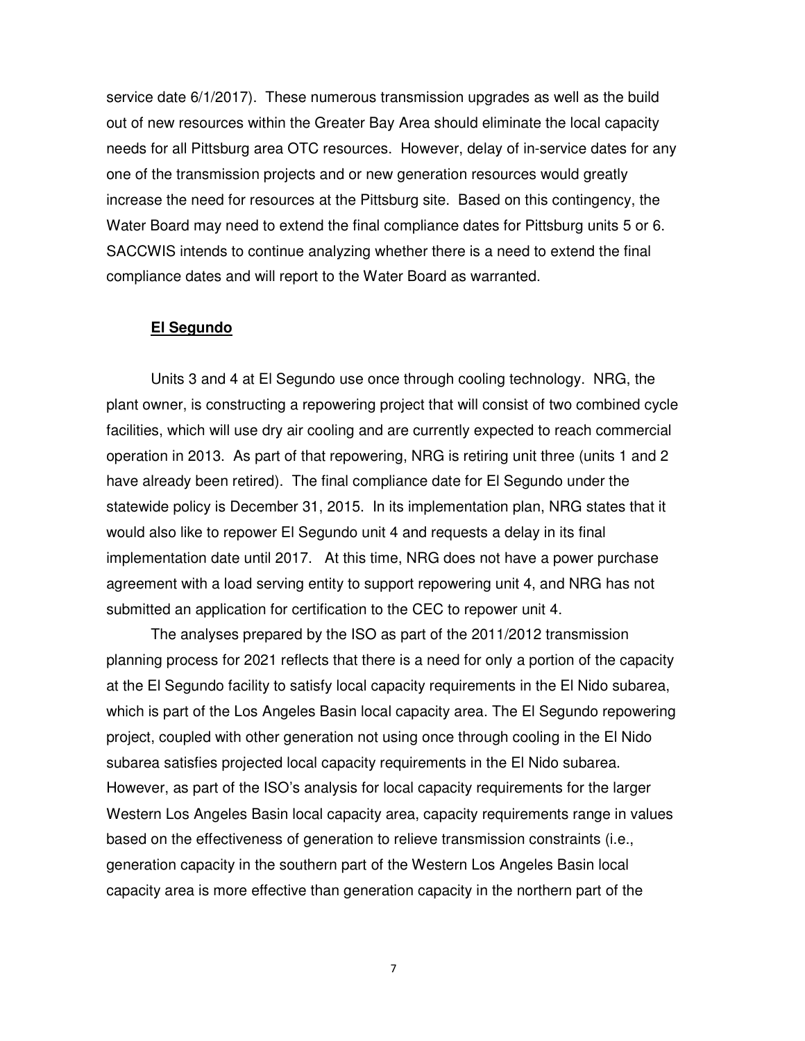service date 6/1/2017). These numerous transmission upgrades as well as the build out of new resources within the Greater Bay Area should eliminate the local capacity needs for all Pittsburg area OTC resources. However, delay of in-service dates for any one of the transmission projects and or new generation resources would greatly increase the need for resources at the Pittsburg site. Based on this contingency, the Water Board may need to extend the final compliance dates for Pittsburg units 5 or 6. SACCWIS intends to continue analyzing whether there is a need to extend the final compliance dates and will report to the Water Board as warranted.

**El Segundo**

Units 3 and 4 at El Segundo use once through cooling technology. NRG, the plant owner, is constructing a repowering project that will consist of two combined cycle facilities, which will use dry air cooling and are currently expected to reach commercial operation in 2013. As part of that repowering, NRG is retiring unit three (units 1 and 2 have already been retired). The final compliance date for El Segundo under the statewide policy is December 31, 2015. In its implementation plan, NRG states that it would also like to repower El Segundo unit 4 and requests a delay in its final implementation date until 2017. At this time, NRG does not have a power purchase agreement with a load serving entity to support repowering unit 4, and NRG has not submitted an application for certification to the CEC to repower unit 4.

The analyses prepared by the ISO as part of the 2011/2012 transmission planning process for 2021 reflects that there is a need for only a portion of the capacity at the El Segundo facility to satisfy local capacity requirements in the El Nido subarea, which is part of the Los Angeles Basin local capacity area. The El Segundo repowering project, coupled with other generation not using once through cooling in the El Nido subarea satisfies projected local capacity requirements in the El Nido subarea. However, as part of the ISO's analysis for local capacity requirements for the larger Western Los Angeles Basin local capacity area, capacity requirements range in values based on the effectiveness of generation to relieve transmission constraints (i.e., generation capacity in the southern part of the Western Los Angeles Basin local capacity area is more effective than generation capacity in the northern part of the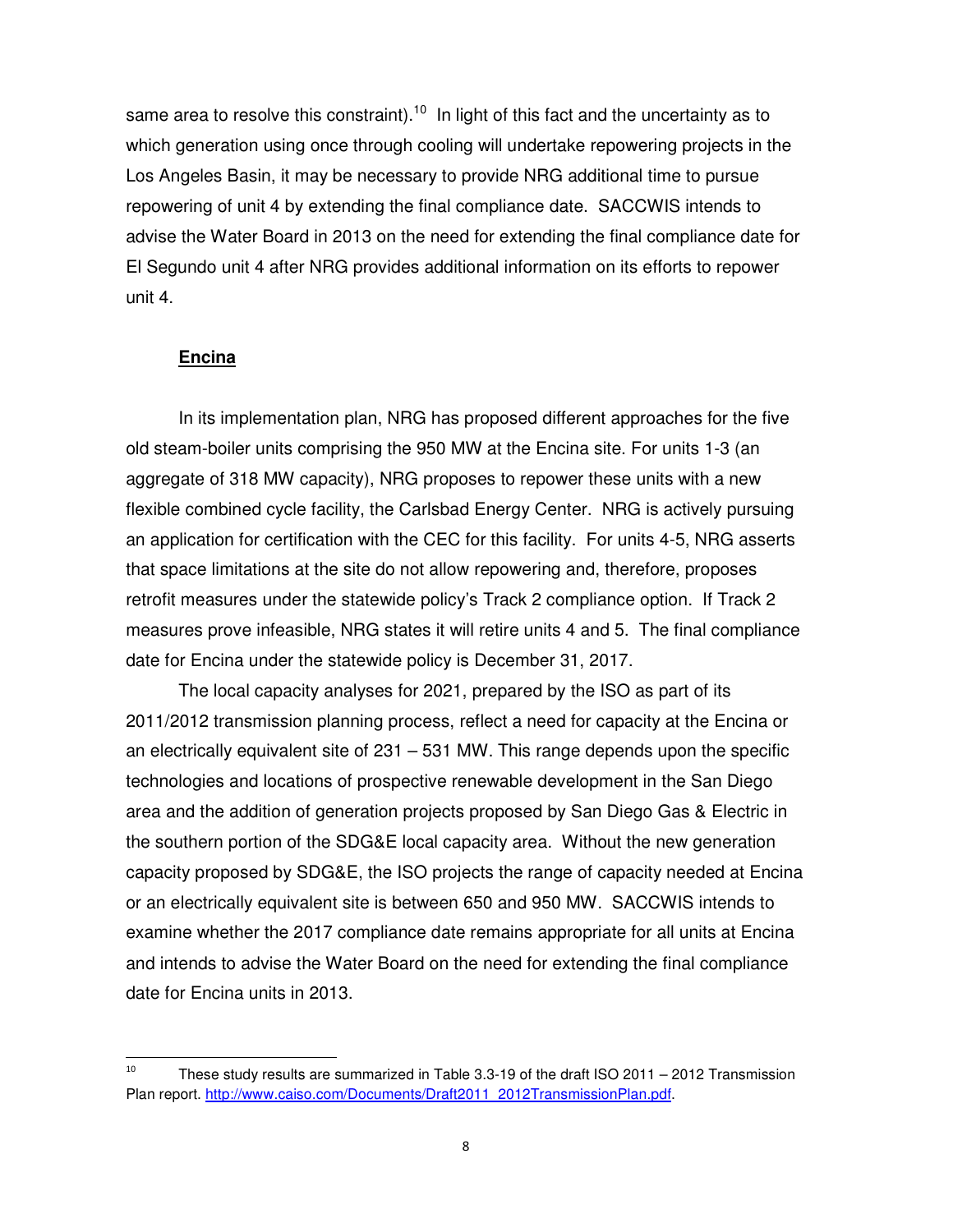same area to resolve this constraint).[10] In light of this fact and the uncertainty as to which generation using once through cooling will undertake repowering projects in the Los Angeles Basin, it may be necessary to provide NRG additional time to pursue repowering of unit 4 by extending the final compliance date. SACCWIS intends to advise the Water Board in 2013 on the need for extending the final compliance date for El Segundo unit 4 after NRG provides additional information on its efforts to repower unit 4.

**Encina**

In its implementation plan, NRG has proposed different approaches for the five old steam-boiler units comprising the 950 MW at the Encina site. For units 1-3 (an aggregate of 318 MW capacity), NRG proposes to repower these units with a new flexible combined cycle facility, the Carlsbad Energy Center. NRG is actively pursuing an application for certification with the CEC for this facility. For units 4-5, NRG asserts that space limitations at the site do not allow repowering and, therefore, proposes retrofit measures under the statewide policy's Track 2 compliance option. If Track 2 measures prove infeasible, NRG states it will retire units 4 and 5. The final compliance date for Encina under the statewide policy is December 31, 2017.

The local capacity analyses for 2021, prepared by the ISO as part of its 2011/2012 transmission planning process, reflect a need for capacity at the Encina or an electrically equivalent site of 231 – 531 MW. This range depends upon the specific technologies and locations of prospective renewable development in the San Diego area and the addition of generation projects proposed by San Diego Gas & Electric in the southern portion of the SDG&E local capacity area. Without the new generation capacity proposed by SDG&E, the ISO projects the range of capacity needed at Encina or an electrically equivalent site is between 650 and 950 MW. SACCWIS intends to examine whether the 2017 compliance date remains appropriate for all units at Encina and intends to advise the Water Board on the need for extending the final compliance date for Encina units in 2013.

---

[10] These study results are summarized in Table 3.3-19 of the draft ISO 2011 – 2012 Transmission Plan report. http://www.caiso.com/Documents/Draft2011_2012TransmissionPlan.pdf.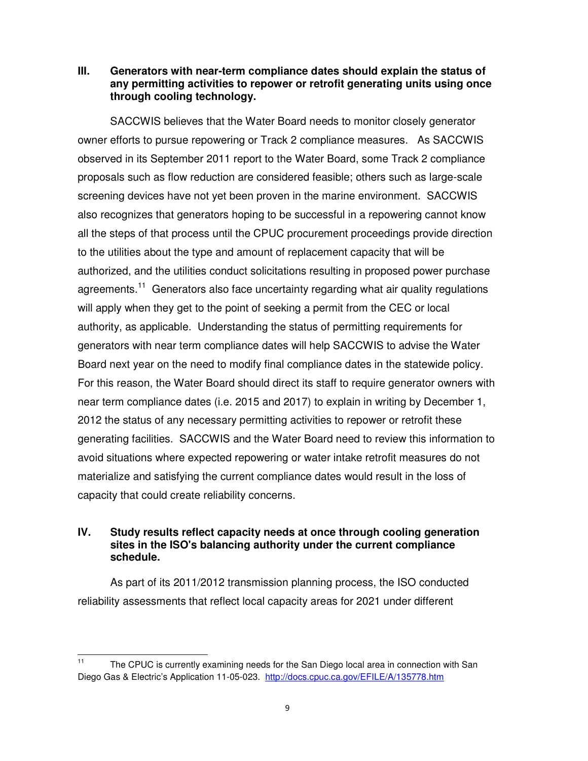## III. Generators with near-term compliance dates should explain the status of any permitting activities to repower or retrofit generating units using once through cooling technology.

SACCWIS believes that the Water Board needs to monitor closely generator owner efforts to pursue repowering or Track 2 compliance measures. As SACCWIS observed in its September 2011 report to the Water Board, some Track 2 compliance proposals such as flow reduction are considered feasible; others such as large-scale screening devices have not yet been proven in the marine environment. SACCWIS also recognizes that generators hoping to be successful in a repowering cannot know all the steps of that process until the CPUC procurement proceedings provide direction to the utilities about the type and amount of replacement capacity that will be authorized, and the utilities conduct solicitations resulting in proposed power purchase agreements.[11] Generators also face uncertainty regarding what air quality regulations will apply when they get to the point of seeking a permit from the CEC or local authority, as applicable. Understanding the status of permitting requirements for generators with near term compliance dates will help SACCWIS to advise the Water Board next year on the need to modify final compliance dates in the statewide policy. For this reason, the Water Board should direct its staff to require generator owners with near term compliance dates (i.e. 2015 and 2017) to explain in writing by December 1, 2012 the status of any necessary permitting activities to repower or retrofit these generating facilities. SACCWIS and the Water Board need to review this information to avoid situations where expected repowering or water intake retrofit measures do not materialize and satisfying the current compliance dates would result in the loss of capacity that could create reliability concerns.

## IV. Study results reflect capacity needs at once through cooling generation sites in the ISO's balancing authority under the current compliance schedule.

As part of its 2011/2012 transmission planning process, the ISO conducted reliability assessments that reflect local capacity areas for 2021 under different

---

[11] The CPUC is currently examining needs for the San Diego local area in connection with San Diego Gas & Electric's Application 11-05-023. http://docs.cpuc.ca.gov/EFILE/A/135778.htm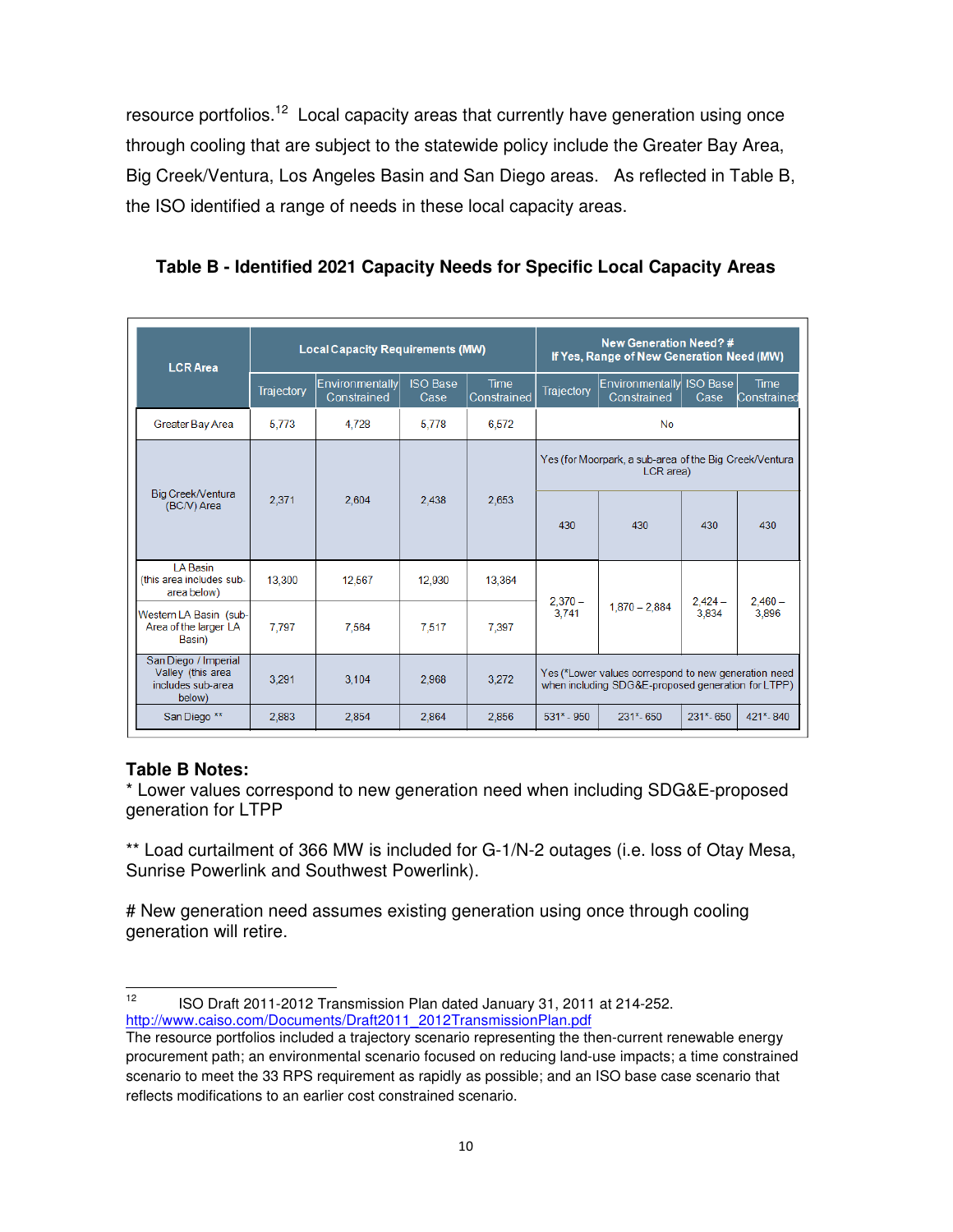resource portfolios.[12] Local capacity areas that currently have generation using once through cooling that are subject to the statewide policy include the Greater Bay Area, Big Creek/Ventura, Los Angeles Basin and San Diego areas. As reflected in Table B, the ISO identified a range of needs in these local capacity areas.

**Table B - Identified 2021 Capacity Needs for Specific Local Capacity Areas**

| LCR Area | Local Capacity Requirements (MW) | | | | New Generation Need? # If Yes, Range of New Generation Need (MW) | | | |
|---|---|---|---|---|---|---|---|---|
| | Trajectory | Environmentally Constrained | ISO Base Case | Time Constrained | Trajectory | Environmentally Constrained | ISO Base Case | Time Constrained |
| Greater Bay Area | 5,773 | 4,728 | 5,778 | 6,572 | No | | | |
| Big Creek/Ventura (BC/V) Area | 2,371 | 2,604 | 2,438 | 2,653 | Yes (for Moorpark, a sub-area of the Big Creek/Ventura LCR area) | | | |
| | | | | | 430 | 430 | 430 | 430 |
| LA Basin (this area includes sub-area below) | 13,300 | 12,567 | 12,930 | 13,364 | 2,370 – 3,741 | 1,870 – 2,884 | 2,424 – 3,834 | 2,460 – 3,896 |
| Western LA Basin (sub-Area of the larger LA Basin) | 7,797 | 7,564 | 7,517 | 7,397 | | | | |
| San Diego / Imperial Valley (this area includes sub-area below) | 3,291 | 3,104 | 2,968 | 3,272 | Yes (*Lower values correspond to new generation need when including SDG&E-proposed generation for LTPP) | | | |
| San Diego ** | 2,883 | 2,854 | 2,864 | 2,856 | 531* - 950 | 231* - 650 | 231* - 650 | 421* - 840 |

**Table B Notes:**

* Lower values correspond to new generation need when including SDG&E-proposed generation for LTPP

** Load curtailment of 366 MW is included for G-1/N-2 outages (i.e. loss of Otay Mesa, Sunrise Powerlink and Southwest Powerlink).

# New generation need assumes existing generation using once through cooling generation will retire.

---

[12] ISO Draft 2011-2012 Transmission Plan dated January 31, 2011 at 214-252. http://www.caiso.com/Documents/Draft2011_2012TransmissionPlan.pdf
The resource portfolios included a trajectory scenario representing the then-current renewable energy procurement path; an environmental scenario focused on reducing land-use impacts; a time constrained scenario to meet the 33 RPS requirement as rapidly as possible; and an ISO base case scenario that reflects modifications to an earlier cost constrained scenario.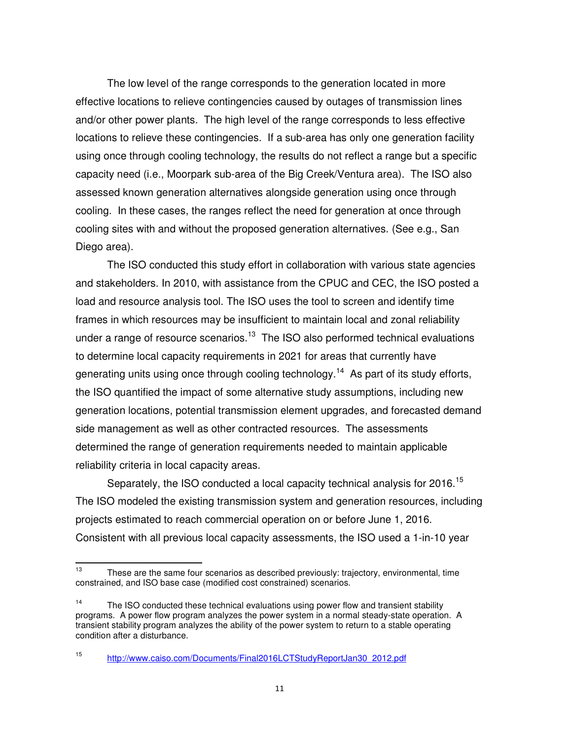The low level of the range corresponds to the generation located in more effective locations to relieve contingencies caused by outages of transmission lines and/or other power plants. The high level of the range corresponds to less effective locations to relieve these contingencies. If a sub-area has only one generation facility using once through cooling technology, the results do not reflect a range but a specific capacity need (i.e., Moorpark sub-area of the Big Creek/Ventura area). The ISO also assessed known generation alternatives alongside generation using once through cooling. In these cases, the ranges reflect the need for generation at once through cooling sites with and without the proposed generation alternatives. (See e.g., San Diego area).

The ISO conducted this study effort in collaboration with various state agencies and stakeholders. In 2010, with assistance from the CPUC and CEC, the ISO posted a load and resource analysis tool. The ISO uses the tool to screen and identify time frames in which resources may be insufficient to maintain local and zonal reliability under a range of resource scenarios.[13] The ISO also performed technical evaluations to determine local capacity requirements in 2021 for areas that currently have generating units using once through cooling technology.[14] As part of its study efforts, the ISO quantified the impact of some alternative study assumptions, including new generation locations, potential transmission element upgrades, and forecasted demand side management as well as other contracted resources. The assessments determined the range of generation requirements needed to maintain applicable reliability criteria in local capacity areas.

Separately, the ISO conducted a local capacity technical analysis for 2016.[15] The ISO modeled the existing transmission system and generation resources, including projects estimated to reach commercial operation on or before June 1, 2016. Consistent with all previous local capacity assessments, the ISO used a 1-in-10 year

---

[13] These are the same four scenarios as described previously: trajectory, environmental, time constrained, and ISO base case (modified cost constrained) scenarios.

[14] The ISO conducted these technical evaluations using power flow and transient stability programs. A power flow program analyzes the power system in a normal steady-state operation. A transient stability program analyzes the ability of the power system to return to a stable operating condition after a disturbance.

[15] http://www.caiso.com/Documents/Final2016LCTStudyReportJan30_2012.pdf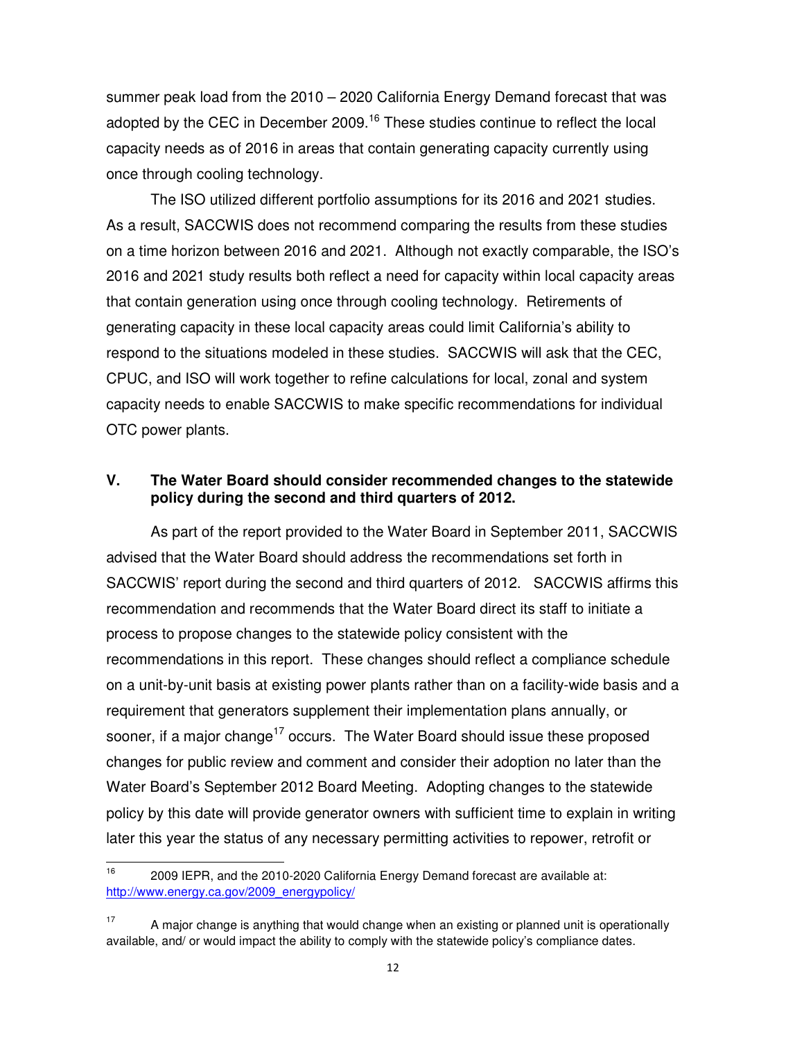summer peak load from the 2010 – 2020 California Energy Demand forecast that was adopted by the CEC in December 2009.[16] These studies continue to reflect the local capacity needs as of 2016 in areas that contain generating capacity currently using once through cooling technology.

The ISO utilized different portfolio assumptions for its 2016 and 2021 studies. As a result, SACCWIS does not recommend comparing the results from these studies on a time horizon between 2016 and 2021. Although not exactly comparable, the ISO's 2016 and 2021 study results both reflect a need for capacity within local capacity areas that contain generation using once through cooling technology. Retirements of generating capacity in these local capacity areas could limit California's ability to respond to the situations modeled in these studies. SACCWIS will ask that the CEC, CPUC, and ISO will work together to refine calculations for local, zonal and system capacity needs to enable SACCWIS to make specific recommendations for individual OTC power plants.

## V. The Water Board should consider recommended changes to the statewide policy during the second and third quarters of 2012.

As part of the report provided to the Water Board in September 2011, SACCWIS advised that the Water Board should address the recommendations set forth in SACCWIS' report during the second and third quarters of 2012. SACCWIS affirms this recommendation and recommends that the Water Board direct its staff to initiate a process to propose changes to the statewide policy consistent with the recommendations in this report. These changes should reflect a compliance schedule on a unit-by-unit basis at existing power plants rather than on a facility-wide basis and a requirement that generators supplement their implementation plans annually, or sooner, if a major change[17] occurs. The Water Board should issue these proposed changes for public review and comment and consider their adoption no later than the Water Board's September 2012 Board Meeting. Adopting changes to the statewide policy by this date will provide generator owners with sufficient time to explain in writing later this year the status of any necessary permitting activities to repower, retrofit or

---

[16] 2009 IEPR, and the 2010-2020 California Energy Demand forecast are available at: http://www.energy.ca.gov/2009_energypolicy/

[17] A major change is anything that would change when an existing or planned unit is operationally available, and/ or would impact the ability to comply with the statewide policy's compliance dates.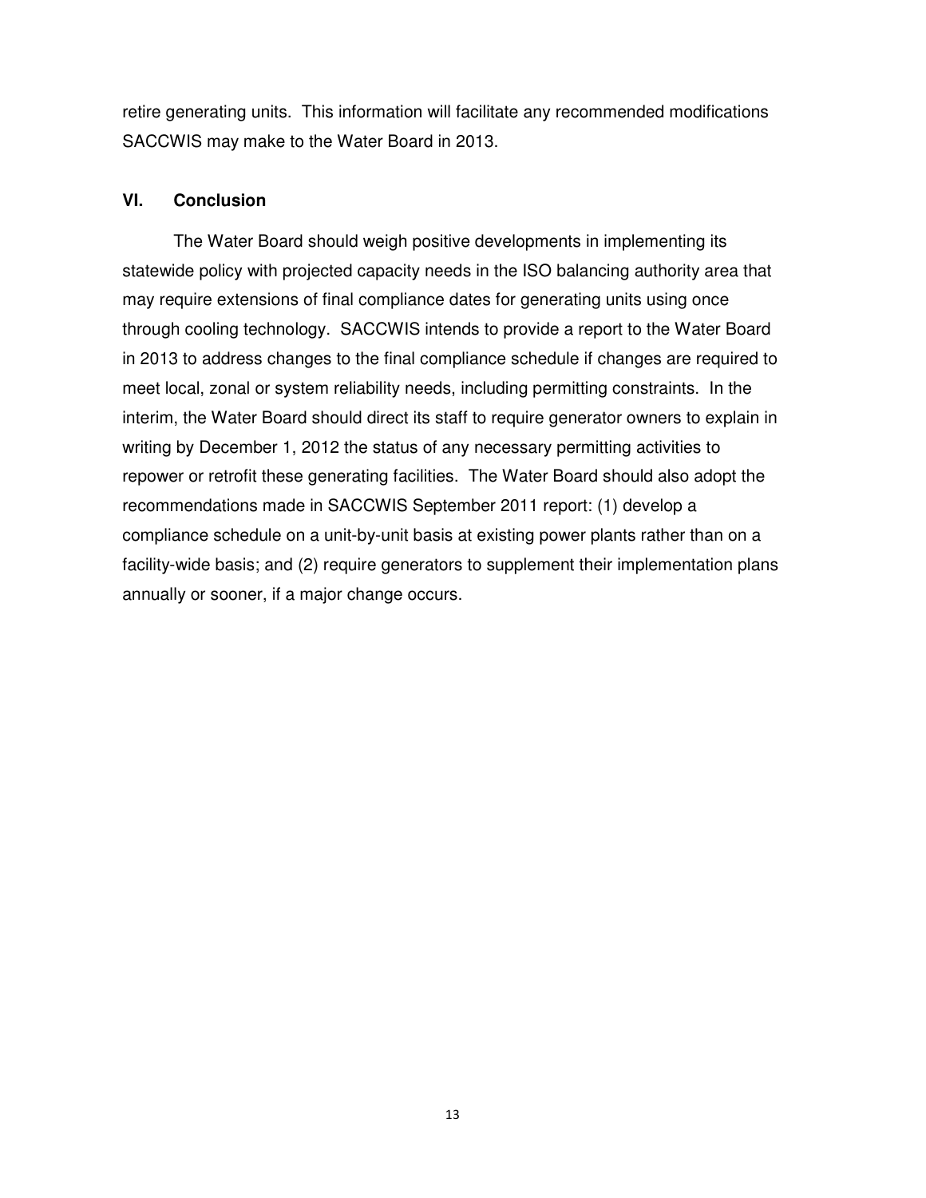retire generating units. This information will facilitate any recommended modifications SACCWIS may make to the Water Board in 2013.

## VI. Conclusion

The Water Board should weigh positive developments in implementing its statewide policy with projected capacity needs in the ISO balancing authority area that may require extensions of final compliance dates for generating units using once through cooling technology. SACCWIS intends to provide a report to the Water Board in 2013 to address changes to the final compliance schedule if changes are required to meet local, zonal or system reliability needs, including permitting constraints. In the interim, the Water Board should direct its staff to require generator owners to explain in writing by December 1, 2012 the status of any necessary permitting activities to repower or retrofit these generating facilities. The Water Board should also adopt the recommendations made in SACCWIS September 2011 report: (1) develop a compliance schedule on a unit-by-unit basis at existing power plants rather than on a facility-wide basis; and (2) require generators to supplement their implementation plans annually or sooner, if a major change occurs.